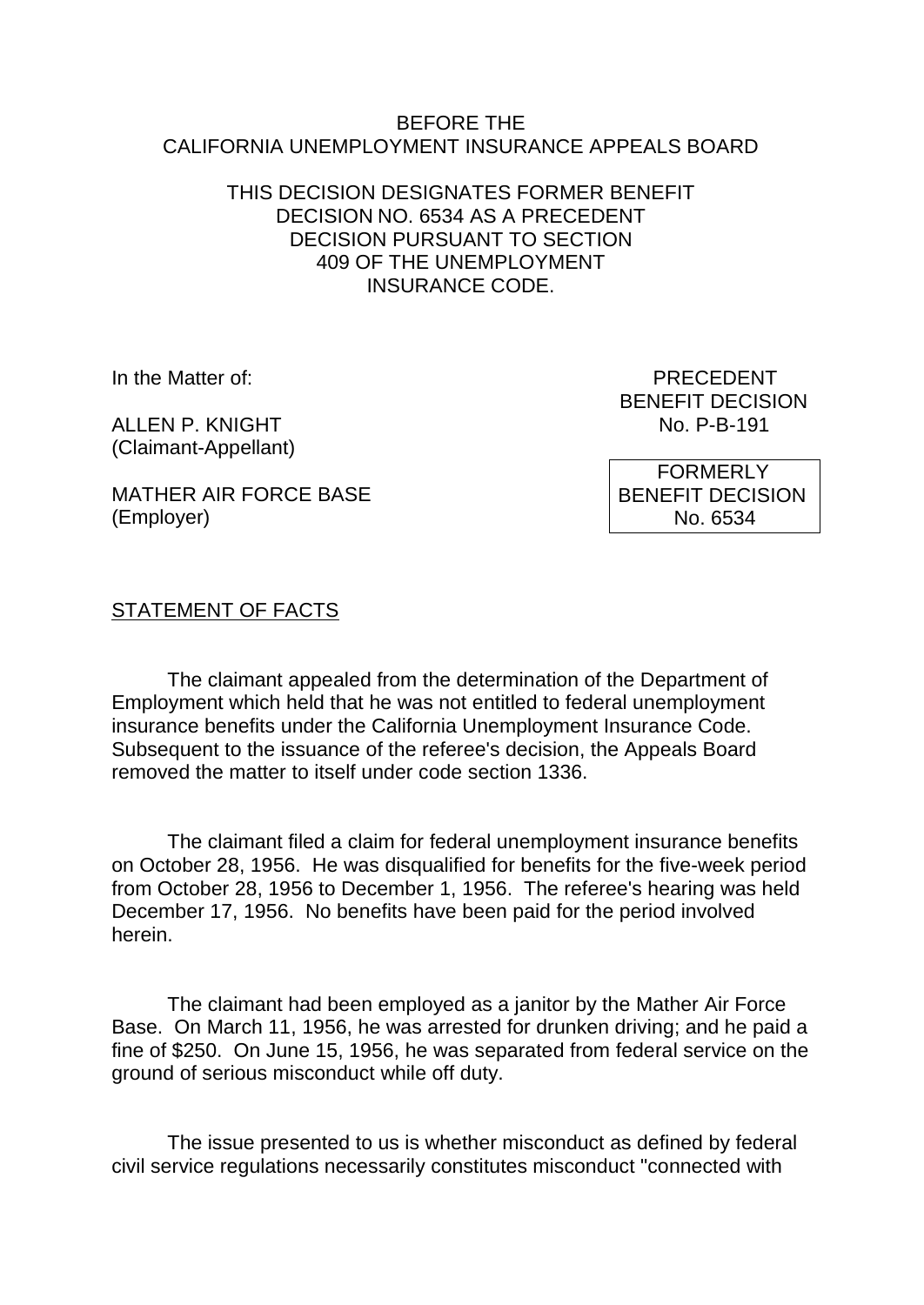BEFORE THE
CALIFORNIA UNEMPLOYMENT INSURANCE APPEALS BOARD

THIS DECISION DESIGNATES FORMER BENEFIT DECISION NO. 6534 AS A PRECEDENT DECISION PURSUANT TO SECTION 409 OF THE UNEMPLOYMENT INSURANCE CODE.

In the Matter of:

ALLEN P. KNIGHT
(Claimant-Appellant)

MATHER AIR FORCE BASE
(Employer)

PRECEDENT
BENEFIT DECISION
No. P-B-191

FORMERLY
BENEFIT DECISION
No. 6534

STATEMENT OF FACTS

The claimant appealed from the determination of the Department of Employment which held that he was not entitled to federal unemployment insurance benefits under the California Unemployment Insurance Code. Subsequent to the issuance of the referee's decision, the Appeals Board removed the matter to itself under code section 1336.

The claimant filed a claim for federal unemployment insurance benefits on October 28, 1956. He was disqualified for benefits for the five-week period from October 28, 1956 to December 1, 1956. The referee's hearing was held December 17, 1956. No benefits have been paid for the period involved herein.

The claimant had been employed as a janitor by the Mather Air Force Base. On March 11, 1956, he was arrested for drunken driving; and he paid a fine of $250. On June 15, 1956, he was separated from federal service on the ground of serious misconduct while off duty.

The issue presented to us is whether misconduct as defined by federal civil service regulations necessarily constitutes misconduct "connected with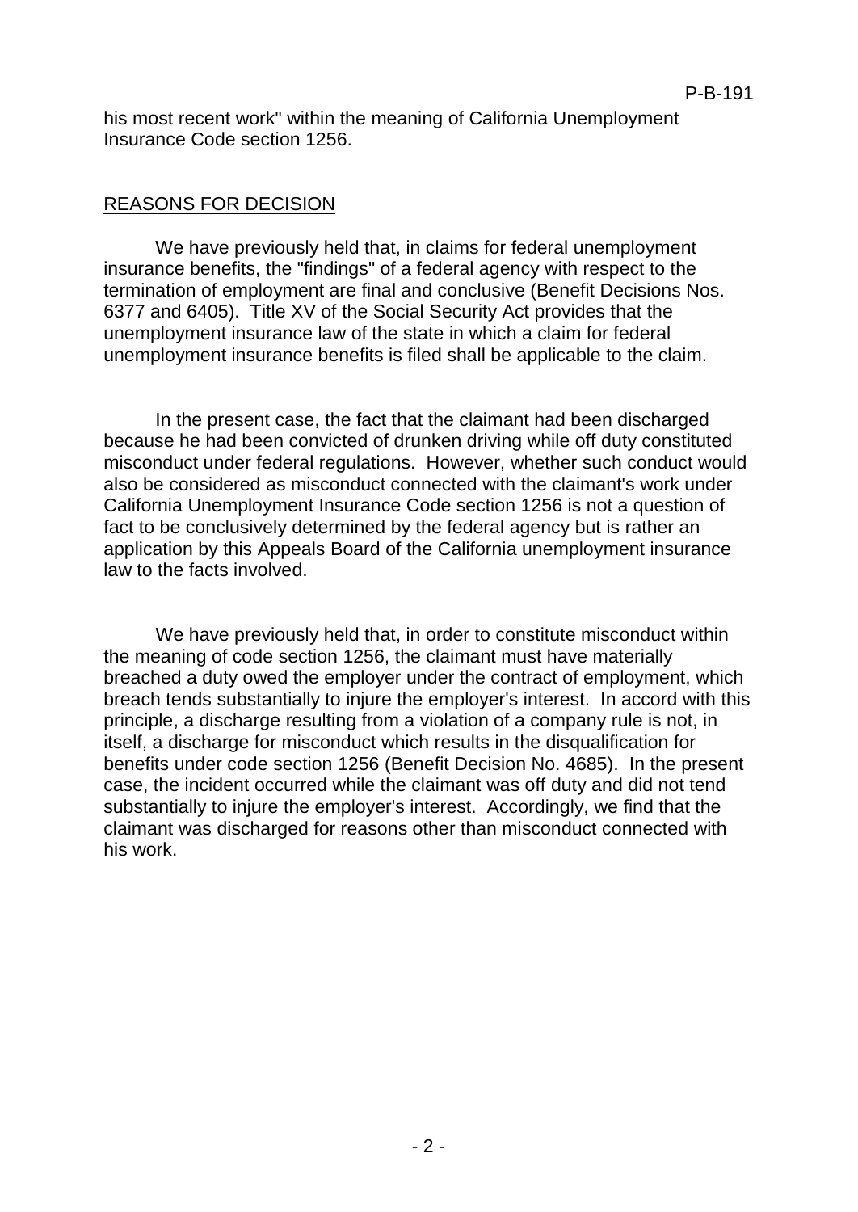his most recent work" within the meaning of California Unemployment Insurance Code section 1256.

## REASONS FOR DECISION

We have previously held that, in claims for federal unemployment insurance benefits, the "findings" of a federal agency with respect to the termination of employment are final and conclusive (Benefit Decisions Nos. 6377 and 6405). Title XV of the Social Security Act provides that the unemployment insurance law of the state in which a claim for federal unemployment insurance benefits is filed shall be applicable to the claim.

In the present case, the fact that the claimant had been discharged because he had been convicted of drunken driving while off duty constituted misconduct under federal regulations. However, whether such conduct would also be considered as misconduct connected with the claimant's work under California Unemployment Insurance Code section 1256 is not a question of fact to be conclusively determined by the federal agency but is rather an application by this Appeals Board of the California unemployment insurance law to the facts involved.

We have previously held that, in order to constitute misconduct within the meaning of code section 1256, the claimant must have materially breached a duty owed the employer under the contract of employment, which breach tends substantially to injure the employer's interest. In accord with this principle, a discharge resulting from a violation of a company rule is not, in itself, a discharge for misconduct which results in the disqualification for benefits under code section 1256 (Benefit Decision No. 4685). In the present case, the incident occurred while the claimant was off duty and did not tend substantially to injure the employer's interest. Accordingly, we find that the claimant was discharged for reasons other than misconduct connected with his work.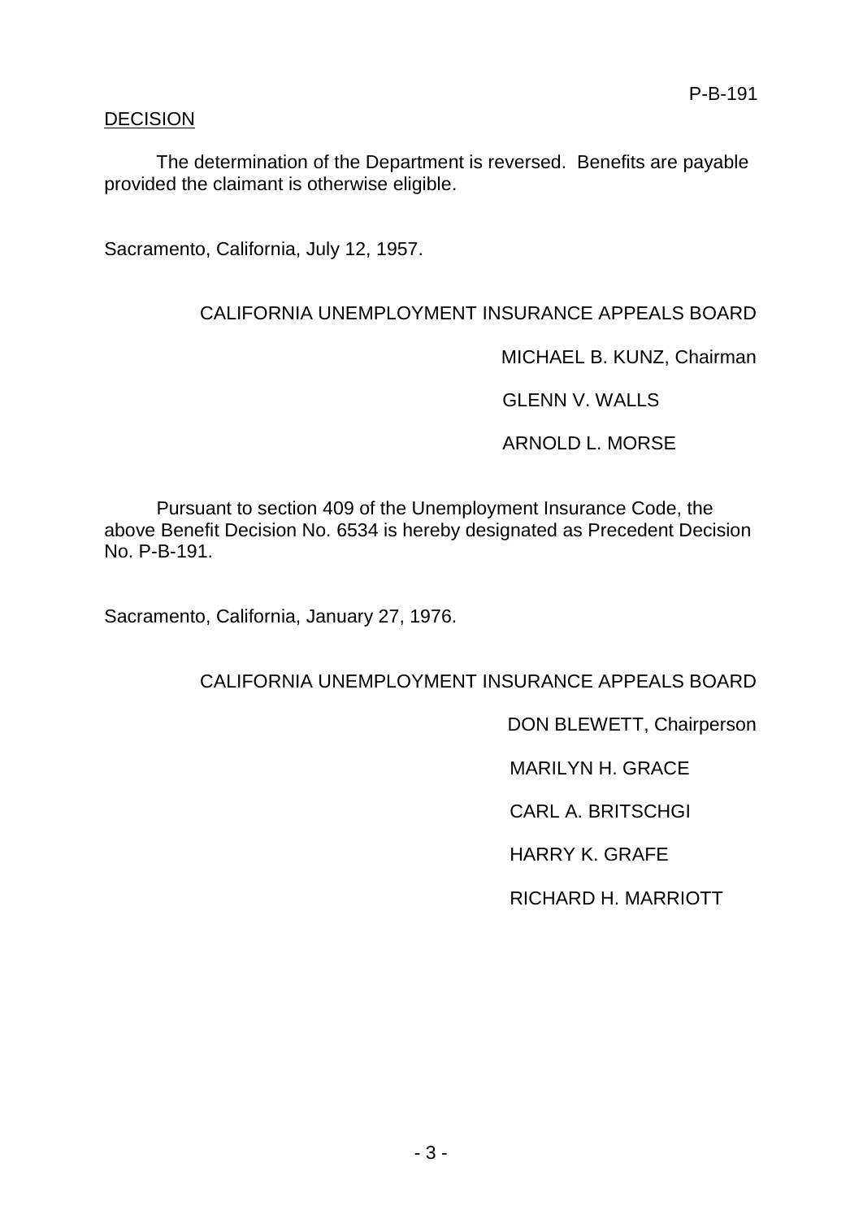## DECISION

The determination of the Department is reversed. Benefits are payable provided the claimant is otherwise eligible.

Sacramento, California, July 12, 1957.

CALIFORNIA UNEMPLOYMENT INSURANCE APPEALS BOARD

MICHAEL B. KUNZ, Chairman

GLENN V. WALLS

ARNOLD L. MORSE

Pursuant to section 409 of the Unemployment Insurance Code, the above Benefit Decision No. 6534 is hereby designated as Precedent Decision No. P-B-191.

Sacramento, California, January 27, 1976.

CALIFORNIA UNEMPLOYMENT INSURANCE APPEALS BOARD

DON BLEWETT, Chairperson

MARILYN H. GRACE

CARL A. BRITSCHGI

HARRY K. GRAFE

RICHARD H. MARRIOTT